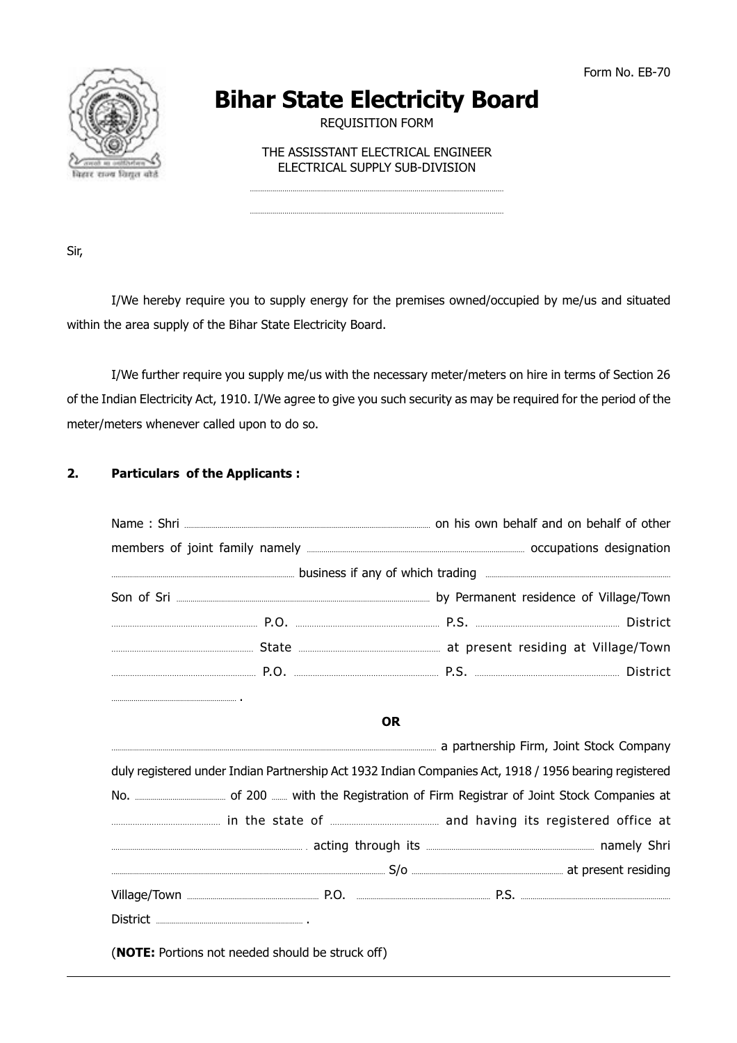Form No. EB-70

# Bihar State Electricity Board

REQUISITION FORM

THE ASSISSTANT ELECTRICAL ENGINEER
ELECTRICAL SUPPLY SUB-DIVISION

..............................................................................................

..............................................................................................

Sir,

I/We hereby require you to supply energy for the premises owned/occupied by me/us and situated within the area supply of the Bihar State Electricity Board.

I/We further require you supply me/us with the necessary meter/meters on hire in terms of Section 26 of the Indian Electricity Act, 1910. I/We agree to give you such security as may be required for the period of the meter/meters whenever called upon to do so.

**2. Particulars of the Applicants :**

Name : Shri .................................................... on his own behalf and on behalf of other members of joint family namely .................................................... occupations designation .................................................... business if any of which trading .................................................... Son of Sri .................................................... by Permanent residence of Village/Town .................................................... P.O. .................................................... P.S. .................................................... District .................................................... State .................................................... at present residing at Village/Town .................................................... P.O. .................................................... P.S. .................................................... District .................................................... .

**OR**

.................................................... a partnership Firm, Joint Stock Company duly registered under Indian Partnership Act 1932 Indian Companies Act, 1918 / 1956 bearing registered No. .................... of 200 ....... with the Registration of Firm Registrar of Joint Stock Companies at .................................... in the state of .................................... and having its registered office at .................................................... acting through its .................................................... namely Shri .................................................... S/o .................................................... at present residing Village/Town .................................... P.O. .................................... P.S. .................................... District .................................... .

(**NOTE:** Portions not needed should be struck off)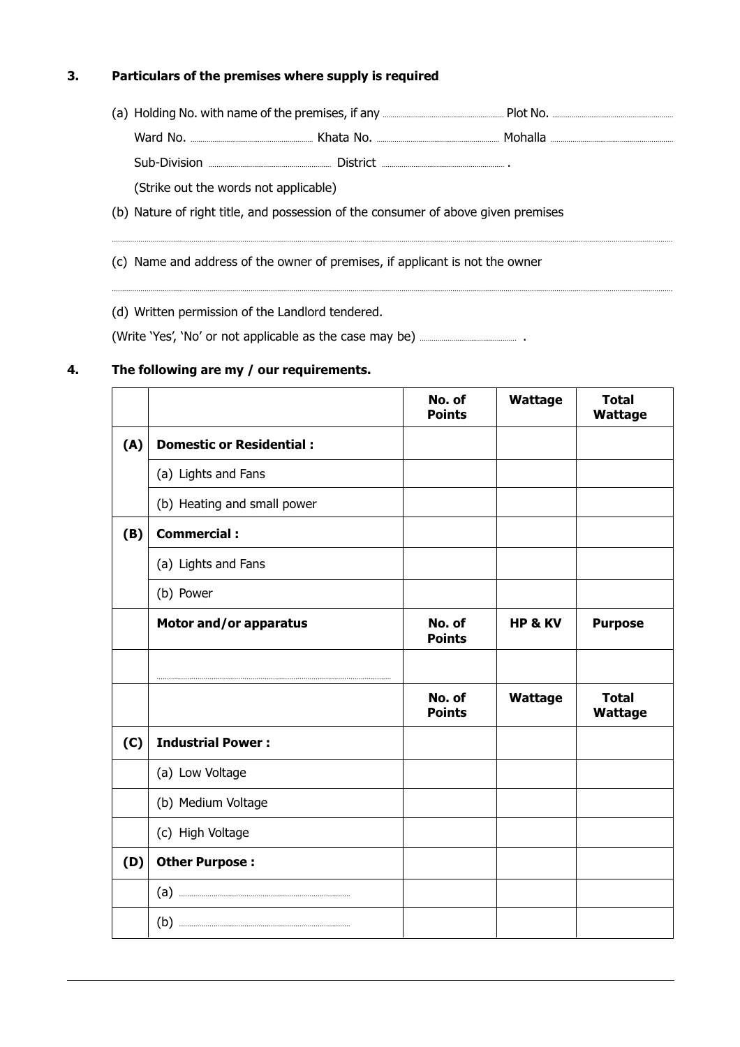### 3. Particulars of the premises where supply is required

(a) Holding No. with name of the premises, if any .................................... Plot No. ....................................

Ward No. .................................... Khata No. .................................... Mohalla ....................................

Sub-Division .................................... District .................................... .

(Strike out the words not applicable)

(b) Nature of right title, and possession of the consumer of above given premises

..............................................................................................................................................................

(c) Name and address of the owner of premises, if applicant is not the owner

..............................................................................................................................................................

(d) Written permission of the Landlord tendered.

(Write 'Yes', 'No' or not applicable as the case may be) .................................... .

### 4. The following are my / our requirements.

| | | No. of Points | Wattage | Total Wattage |
|---|---|---|---|---|
| **(A)** | **Domestic or Residential :** | | | |
| | (a) Lights and Fans | | | |
| | (b) Heating and small power | | | |
| **(B)** | **Commercial :** | | | |
| | (a) Lights and Fans | | | |
| | (b) Power | | | |
| | **Motor and/or apparatus** | **No. of Points** | **HP & KV** | **Purpose** |
| | .................................................... | | | |
| | | **No. of Points** | **Wattage** | **Total Wattage** |
| **(C)** | **Industrial Power :** | | | |
| | (a) Low Voltage | | | |
| | (b) Medium Voltage | | | |
| | (c) High Voltage | | | |
| **(D)** | **Other Purpose :** | | | |
| | (a) .................................... | | | |
| | (b) .................................... | | | |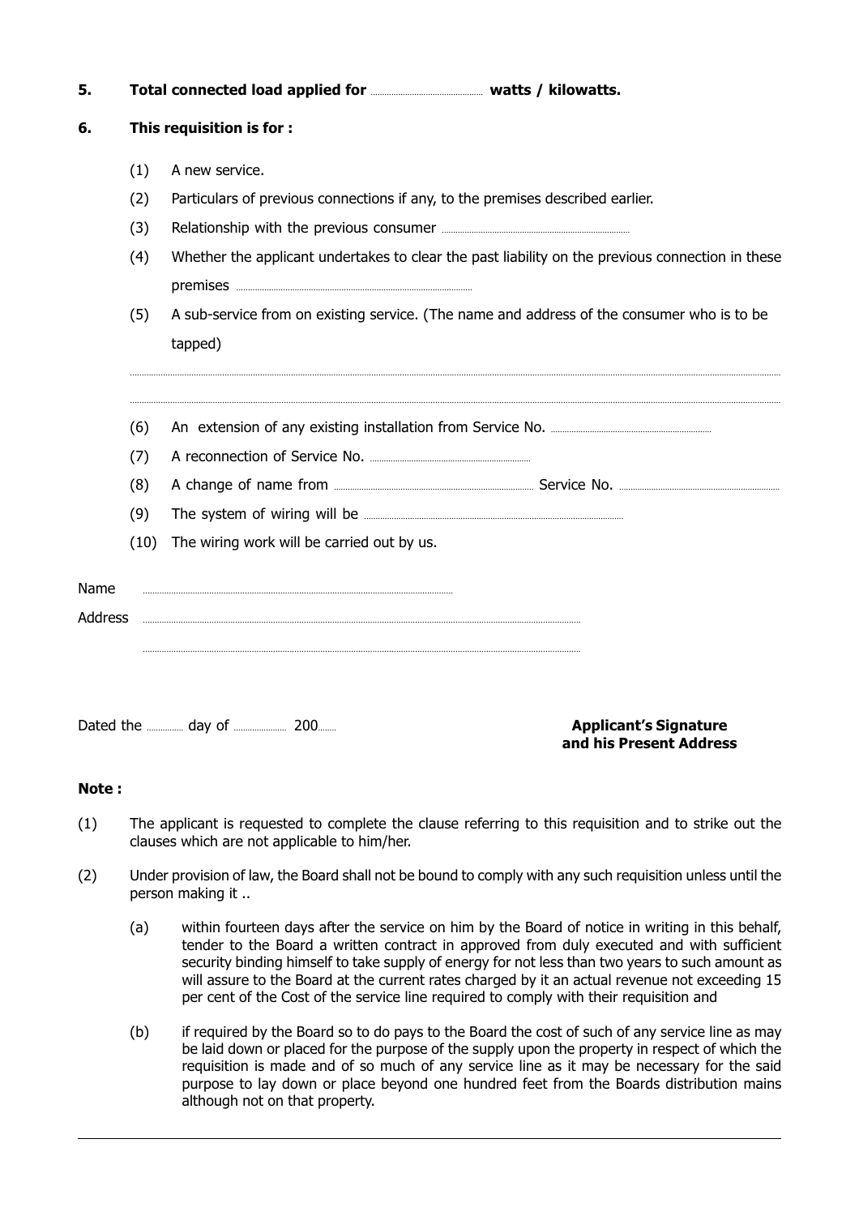**5. Total connected load applied for ........................ watts / kilowatts.**

**6. This requisition is for :**

(1) A new service.

(2) Particulars of previous connections if any, to the premises described earlier.

(3) Relationship with the previous consumer ........................

(4) Whether the applicant undertakes to clear the past liability on the previous connection in these premises ........................

(5) A sub-service from on existing service. (The name and address of the consumer who is to be tapped)

........................................................................................................

........................................................................................................

(6) An extension of any existing installation from Service No. ........................

(7) A reconnection of Service No. ........................

(8) A change of name from ........................ Service No. ........................

(9) The system of wiring will be ........................

(10) The wiring work will be carried out by us.

Name ........................

Address ........................

........................

Dated the ........ day of ........ 200....

**Applicant's Signature and his Present Address**

**Note :**

(1) The applicant is requested to complete the clause referring to this requisition and to strike out the clauses which are not applicable to him/her.

(2) Under provision of law, the Board shall not be bound to comply with any such requisition unless until the person making it ..

(a) within fourteen days after the service on him by the Board of notice in writing in this behalf, tender to the Board a written contract in approved from duly executed and with sufficient security binding himself to take supply of energy for not less than two years to such amount as will assure to the Board at the current rates charged by it an actual revenue not exceeding 15 per cent of the Cost of the service line required to comply with their requisition and

(b) if required by the Board so to do pays to the Board the cost of such of any service line as may be laid down or placed for the purpose of the supply upon the property in respect of which the requisition is made and of so much of any service line as it may be necessary for the said purpose to lay down or place beyond one hundred feet from the Boards distribution mains although not on that property.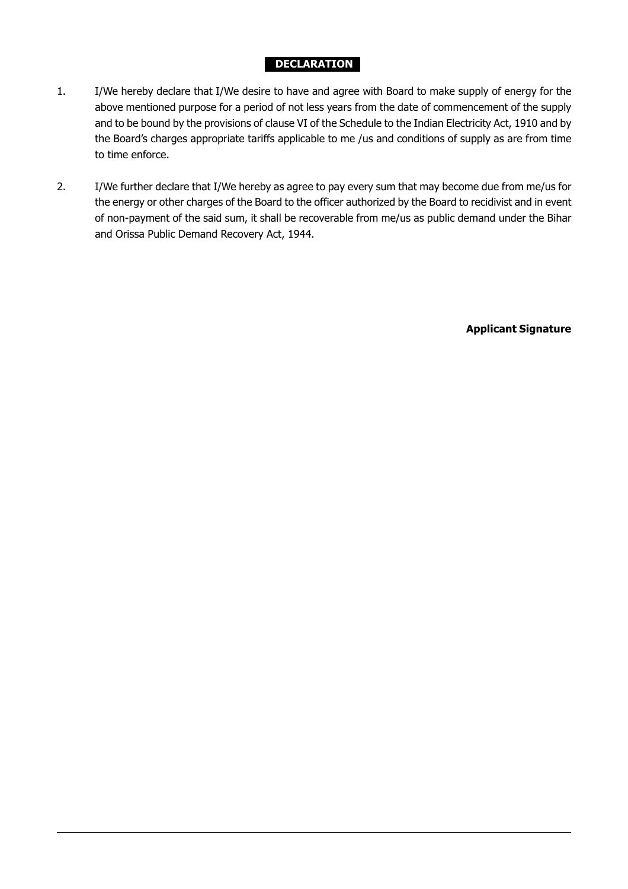## DECLARATION

1. I/We hereby declare that I/We desire to have and agree with Board to make supply of energy for the above mentioned purpose for a period of not less years from the date of commencement of the supply and to be bound by the provisions of clause VI of the Schedule to the Indian Electricity Act, 1910 and by the Board's charges appropriate tariffs applicable to me /us and conditions of supply as are from time to time enforce.

2. I/We further declare that I/We hereby as agree to pay every sum that may become due from me/us for the energy or other charges of the Board to the officer authorized by the Board to recidivist and in event of non-payment of the said sum, it shall be recoverable from me/us as public demand under the Bihar and Orissa Public Demand Recovery Act, 1944.

**Applicant Signature**